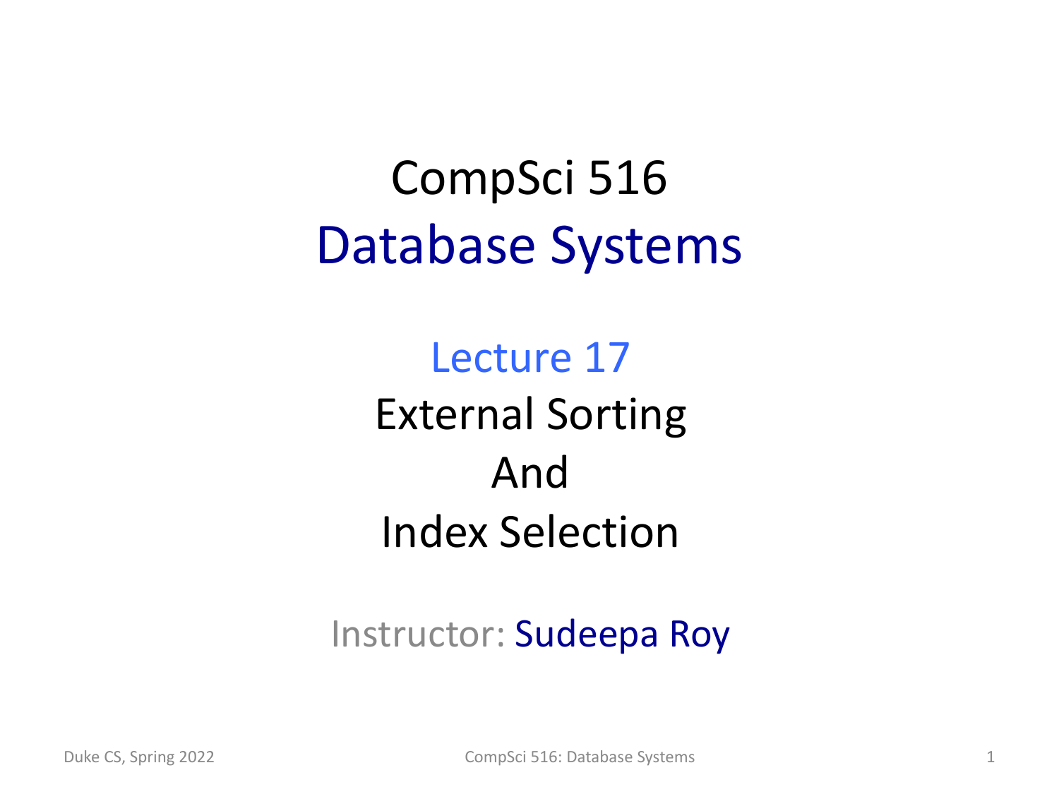# CompSci 516
# Database Systems

## Lecture 17
## External Sorting
## And
## Index Selection

Instructor: Sudeepa Roy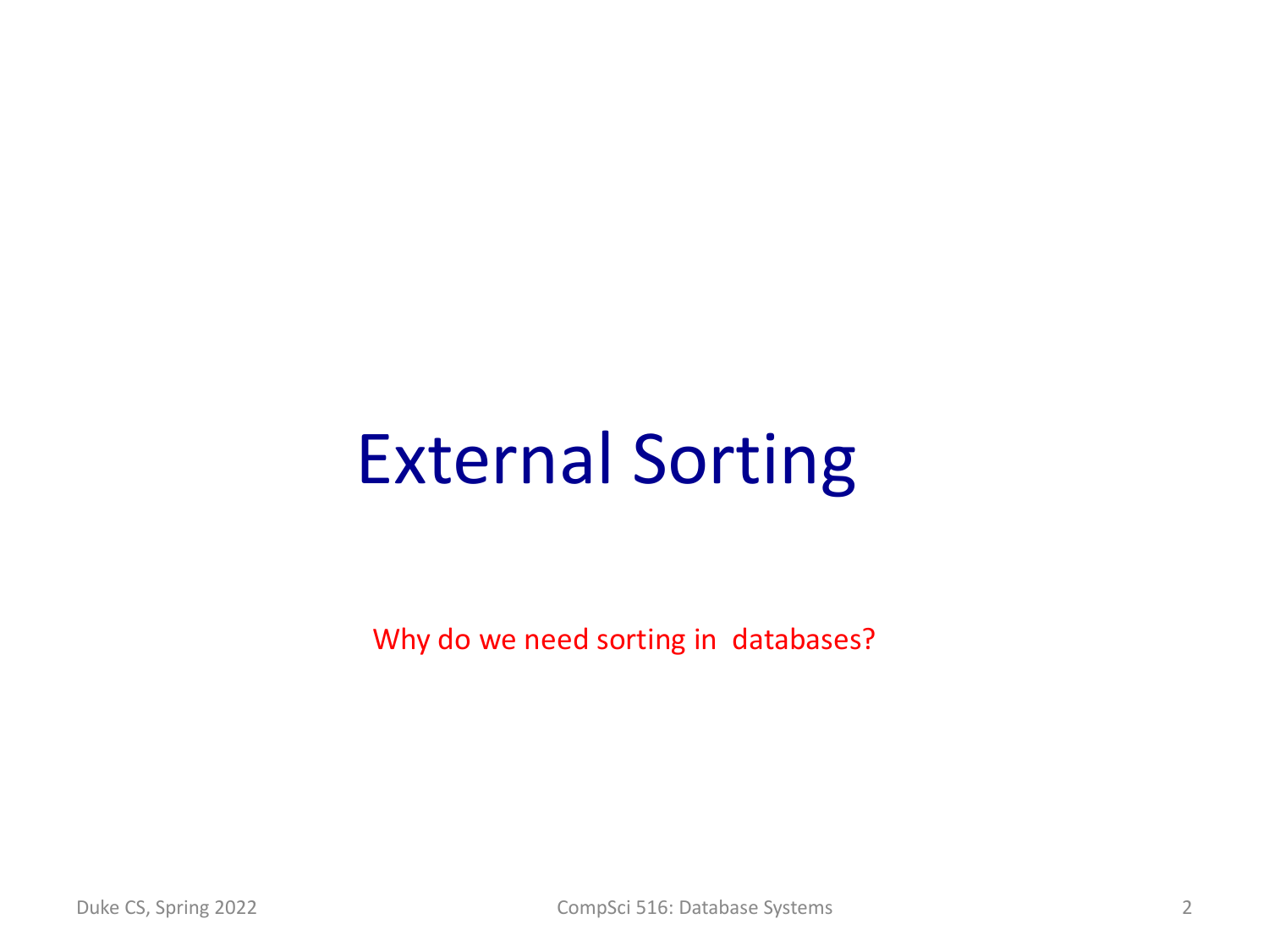# External Sorting

Why do we need sorting in databases?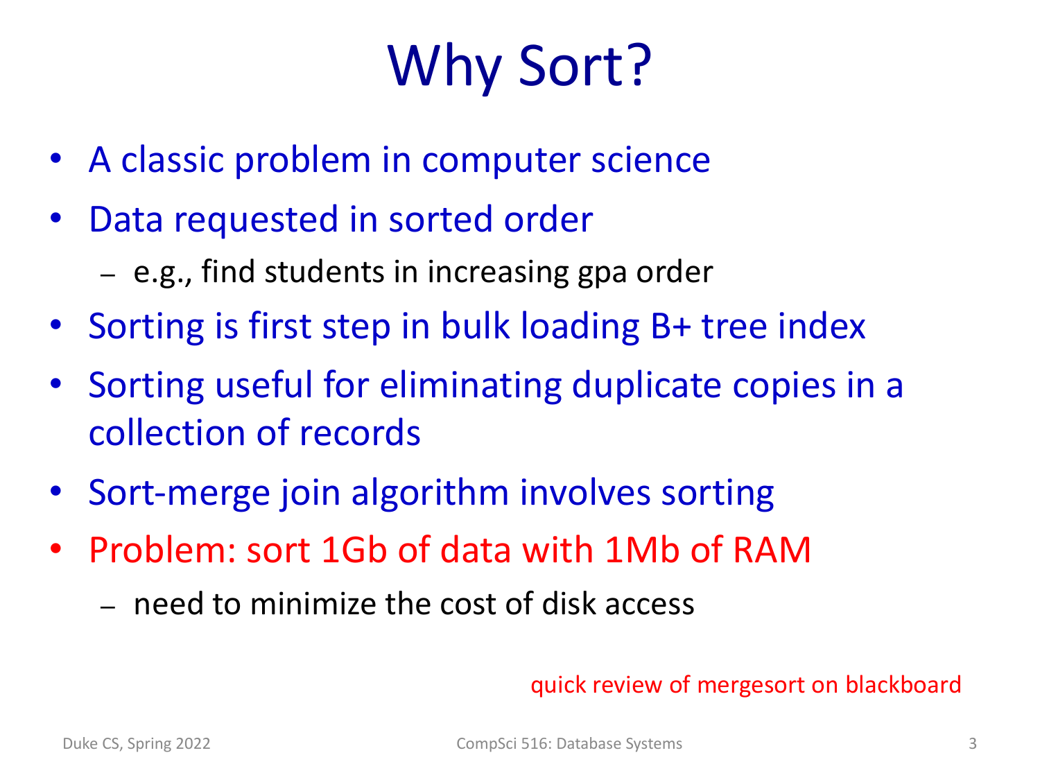# Why Sort?

- A classic problem in computer science
- Data requested in sorted order
  - e.g., find students in increasing gpa order
- Sorting is first step in bulk loading B+ tree index
- Sorting useful for eliminating duplicate copies in a collection of records
- Sort-merge join algorithm involves sorting
- Problem: sort 1Gb of data with 1Mb of RAM
  - need to minimize the cost of disk access

quick review of mergesort on blackboard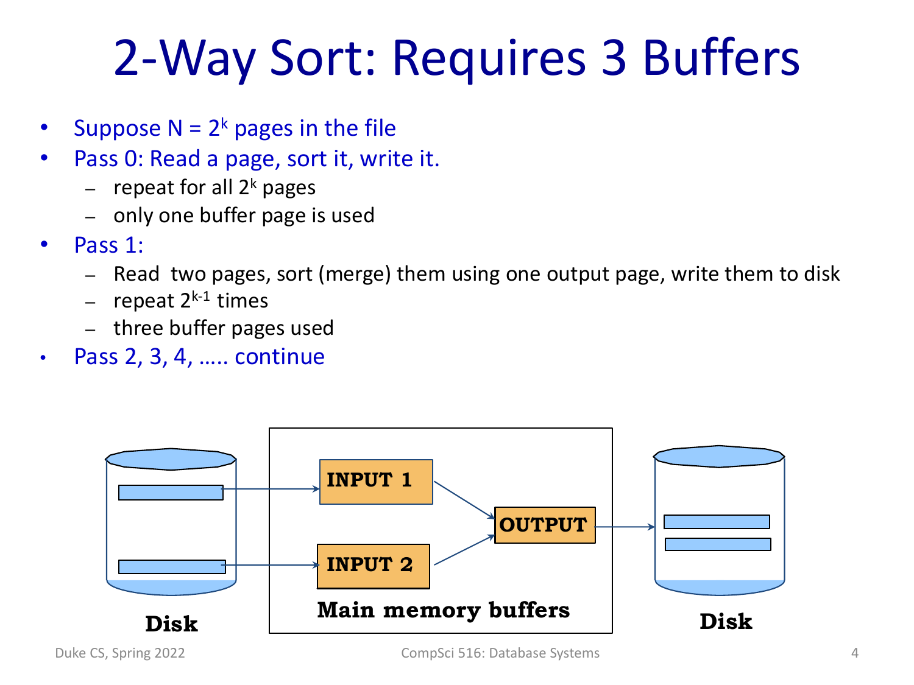# 2-Way Sort: Requires 3 Buffers

- Suppose $N = 2^k$ pages in the file
- Pass 0: Read a page, sort it, write it.
  - repeat for all $2^k$ pages
  - only one buffer page is used
- Pass 1:
  - Read two pages, sort (merge) them using one output page, write them to disk
  - repeat $2^{k-1}$ times
  - three buffer pages used
- Pass 2, 3, 4, ….. continue

Disk → INPUT 1, INPUT 2 → OUTPUT → Disk

**Main memory buffers**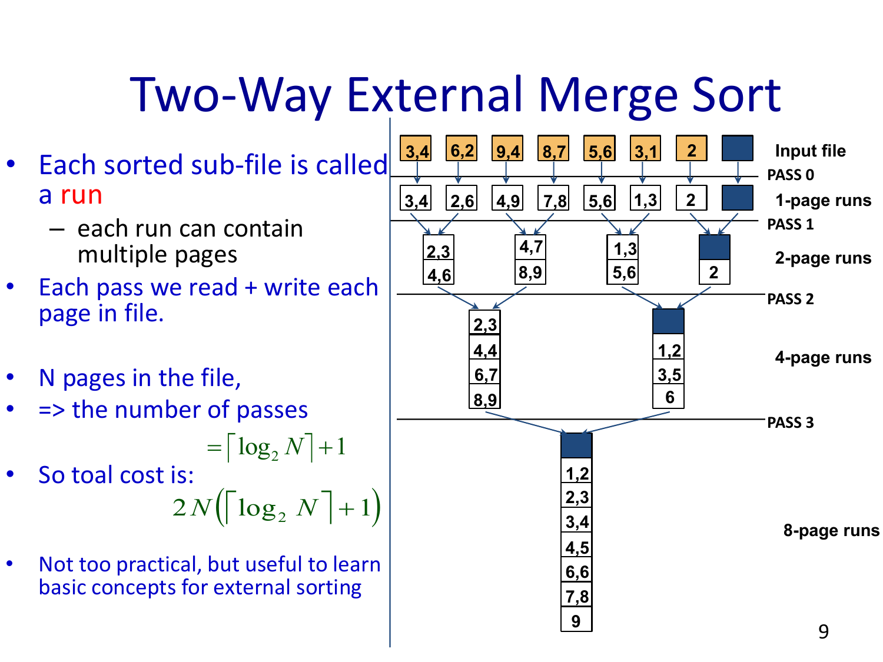# Two-Way External Merge Sort

- Each sorted sub-file is called a run
  - each run can contain multiple pages
- Each pass we read + write each page in file.

- N pages in the file,
- => the number of passes

$$= \lceil \log_2 N \rceil + 1$$

- So toal cost is:

$$2N\left(\lceil \log_2 N \rceil + 1\right)$$

- Not too practical, but useful to learn basic concepts for external sorting

Input file: 3,4 | 6,2 | 9,4 | 8,7 | 5,6 | 3,1 | 2 | (empty)

PASS 0

1-page runs: 3,4 | 2,6 | 4,9 | 7,8 | 5,6 | 1,3 | 2 | (empty)

PASS 1

2-page runs: [2,3 / 4,6] | [4,7 / 8,9] | [1,3 / 5,6] | [(empty) / 2]

PASS 2

4-page runs: [2,3 / 4,4 / 6,7 / 8,9] | [(empty) / 1,2 / 3,5 / 6]

PASS 3

8-page runs: [(empty) / 1,2 / 2,3 / 3,4 / 4,5 / 6,6 / 7,8 / 9]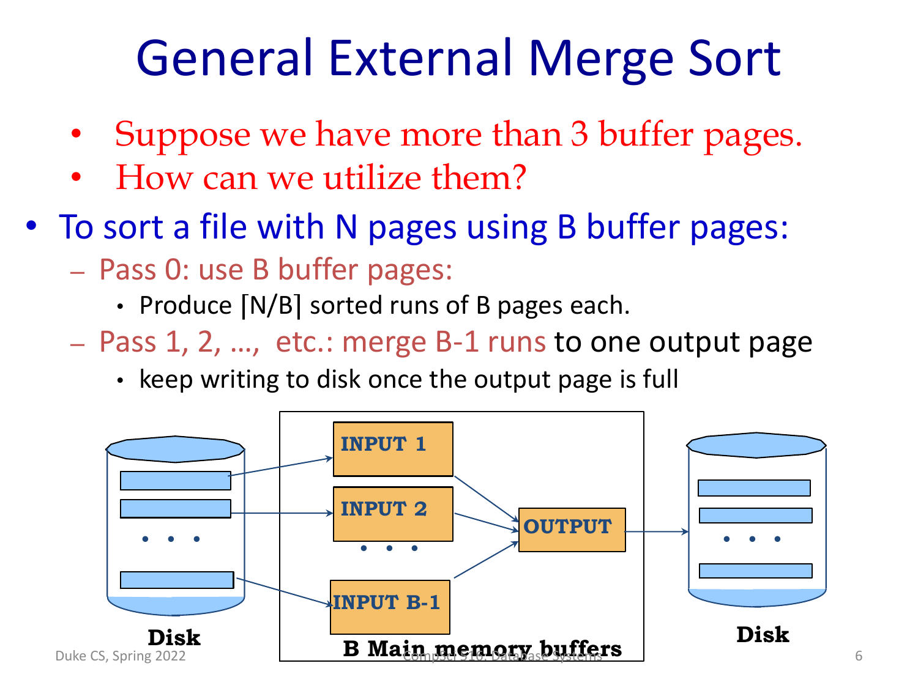# General External Merge Sort

- Suppose we have more than 3 buffer pages.
- How can we utilize them?

- To sort a file with N pages using B buffer pages:
  - Pass 0: use B buffer pages:
    - Produce ⌈N/B⌉ sorted runs of B pages each.
  - Pass 1, 2, …, etc.: merge B-1 runs to one output page
    - keep writing to disk once the output page is full

Disk → INPUT 1, INPUT 2, …, INPUT B-1 → OUTPUT → Disk

B Main memory buffers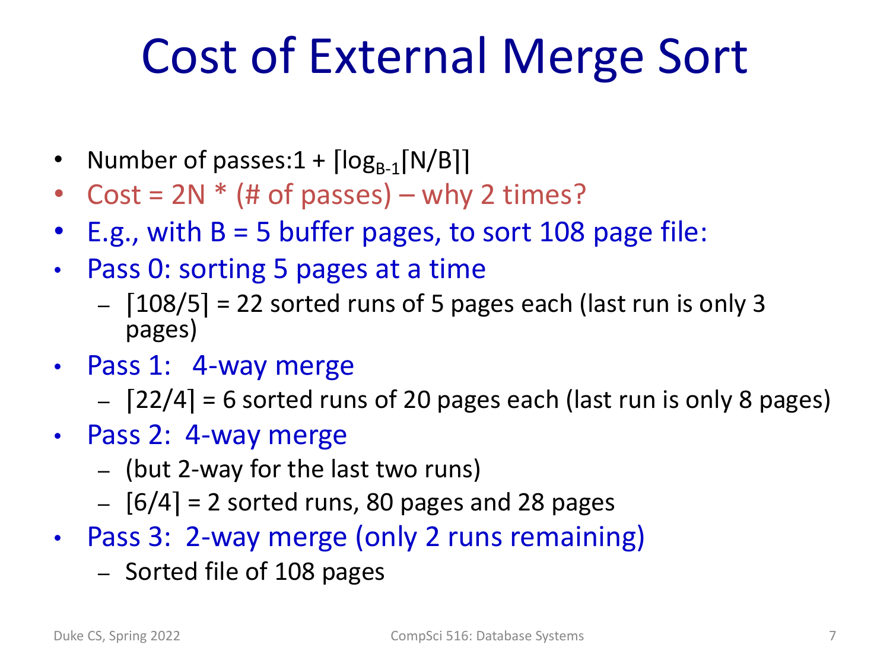# Cost of External Merge Sort

- Number of passes: $1 + \lceil \log_{B-1} \lceil N/B \rceil \rceil$
- Cost = 2N * (# of passes) – why 2 times?
- E.g., with B = 5 buffer pages, to sort 108 page file:
- Pass 0: sorting 5 pages at a time
  - $\lceil 108/5 \rceil$ = 22 sorted runs of 5 pages each (last run is only 3 pages)
- Pass 1: 4-way merge
  - $\lceil 22/4 \rceil$ = 6 sorted runs of 20 pages each (last run is only 8 pages)
- Pass 2: 4-way merge
  - (but 2-way for the last two runs)
  - $\lceil 6/4 \rceil$ = 2 sorted runs, 80 pages and 28 pages
- Pass 3: 2-way merge (only 2 runs remaining)
  - Sorted file of 108 pages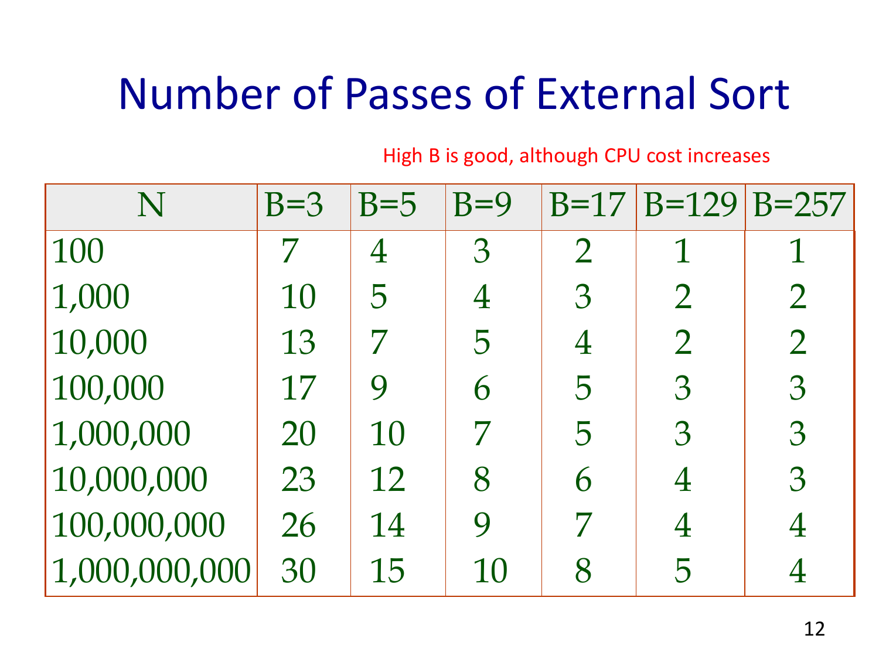# Number of Passes of External Sort

High B is good, although CPU cost increases

| N | B=3 | B=5 | B=9 | B=17 | B=129 | B=257 |
|---|---|---|---|---|---|---|
| 100 | 7 | 4 | 3 | 2 | 1 | 1 |
| 1,000 | 10 | 5 | 4 | 3 | 2 | 2 |
| 10,000 | 13 | 7 | 5 | 4 | 2 | 2 |
| 100,000 | 17 | 9 | 6 | 5 | 3 | 3 |
| 1,000,000 | 20 | 10 | 7 | 5 | 3 | 3 |
| 10,000,000 | 23 | 12 | 8 | 6 | 4 | 3 |
| 100,000,000 | 26 | 14 | 9 | 7 | 4 | 4 |
| 1,000,000,000 | 30 | 15 | 10 | 8 | 5 | 4 |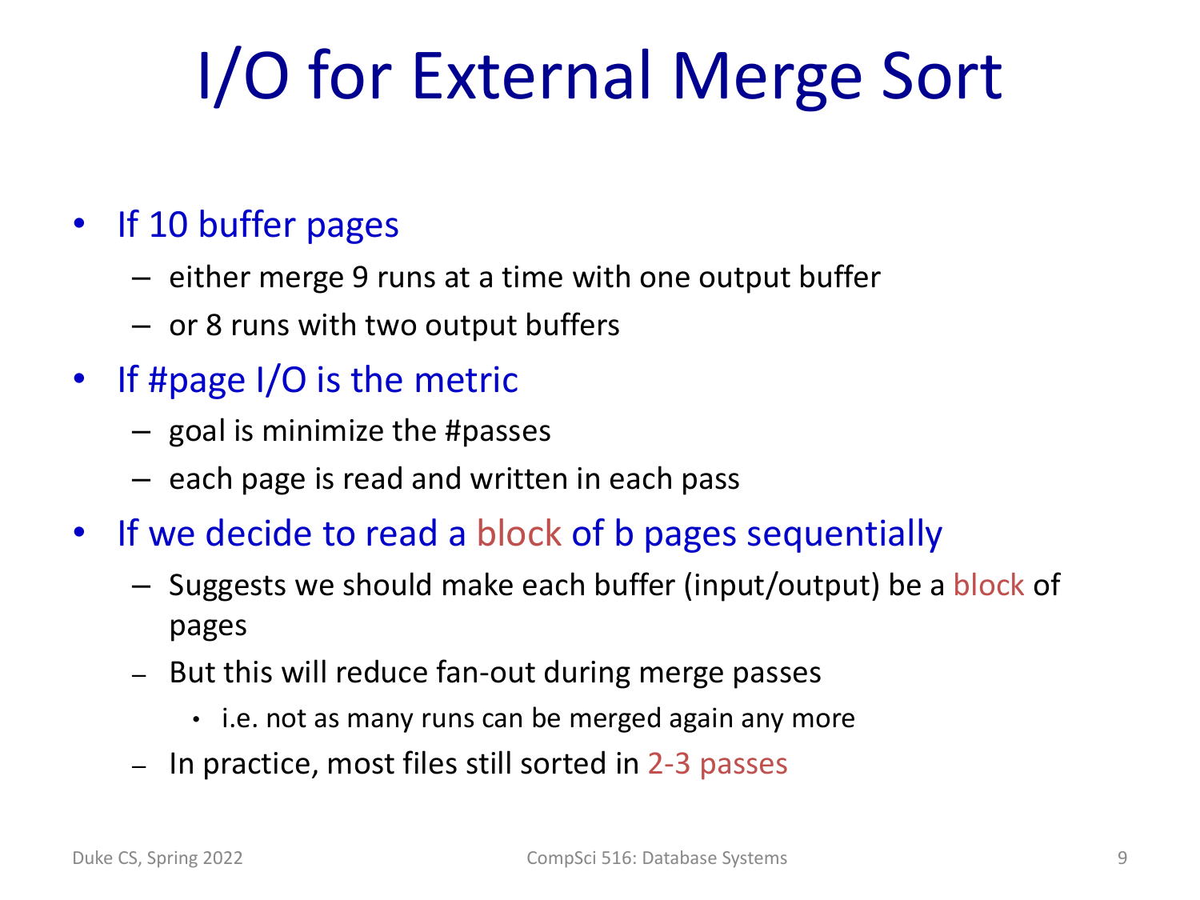# I/O for External Merge Sort

- If 10 buffer pages
  - either merge 9 runs at a time with one output buffer
  - or 8 runs with two output buffers
- If #page I/O is the metric
  - goal is minimize the #passes
  - each page is read and written in each pass
- If we decide to read a block of b pages sequentially
  - Suggests we should make each buffer (input/output) be a block of pages
  - But this will reduce fan-out during merge passes
    - i.e. not as many runs can be merged again any more
  - In practice, most files still sorted in 2-3 passes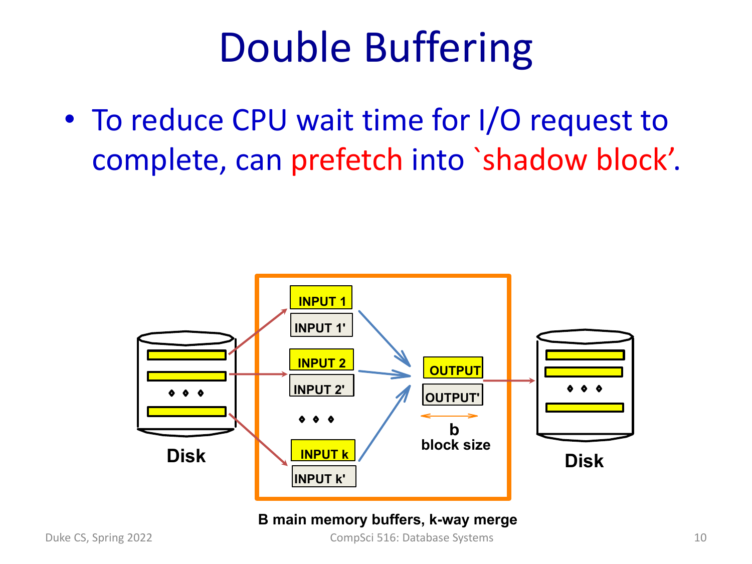# Double Buffering

- To reduce CPU wait time for I/O request to complete, can prefetch into `shadow block'.

Disk

INPUT 1

INPUT 1'

INPUT 2

INPUT 2'

INPUT k

INPUT k'

OUTPUT

OUTPUT'

b
block size

Disk

**B main memory buffers, k-way merge**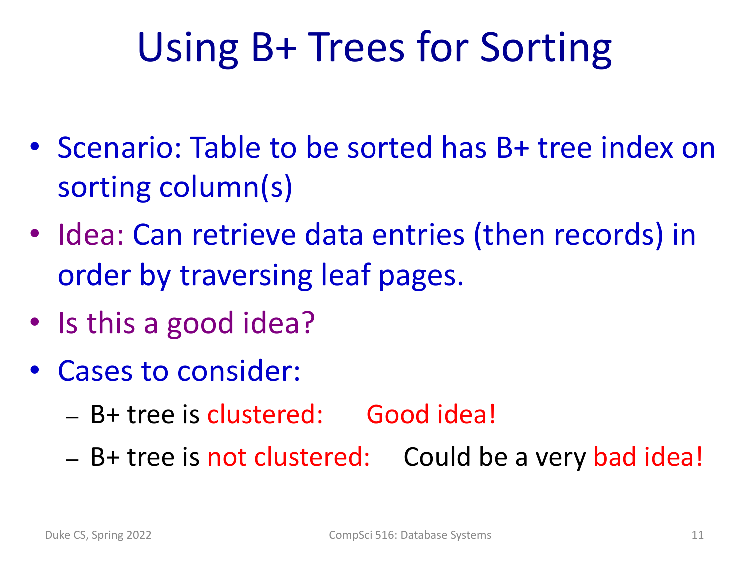# Using B+ Trees for Sorting

- Scenario: Table to be sorted has B+ tree index on sorting column(s)
- Idea: Can retrieve data entries (then records) in order by traversing leaf pages.
- Is this a good idea?
- Cases to consider:
  - B+ tree is clustered: Good idea!
  - B+ tree is not clustered: Could be a very bad idea!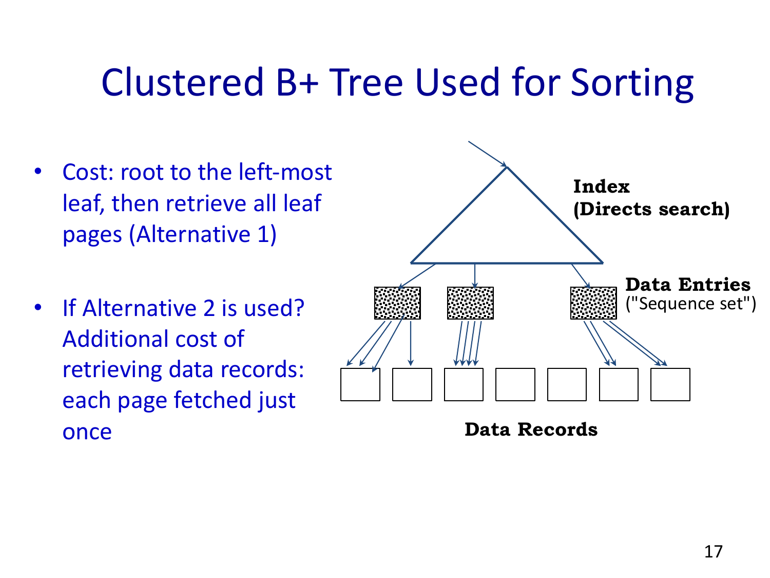# Clustered B+ Tree Used for Sorting

- Cost: root to the left-most leaf, then retrieve all leaf pages (Alternative 1)

- If Alternative 2 is used? Additional cost of retrieving data records: each page fetched just once

Index (Directs search)

Data Entries ("Sequence set")

Data Records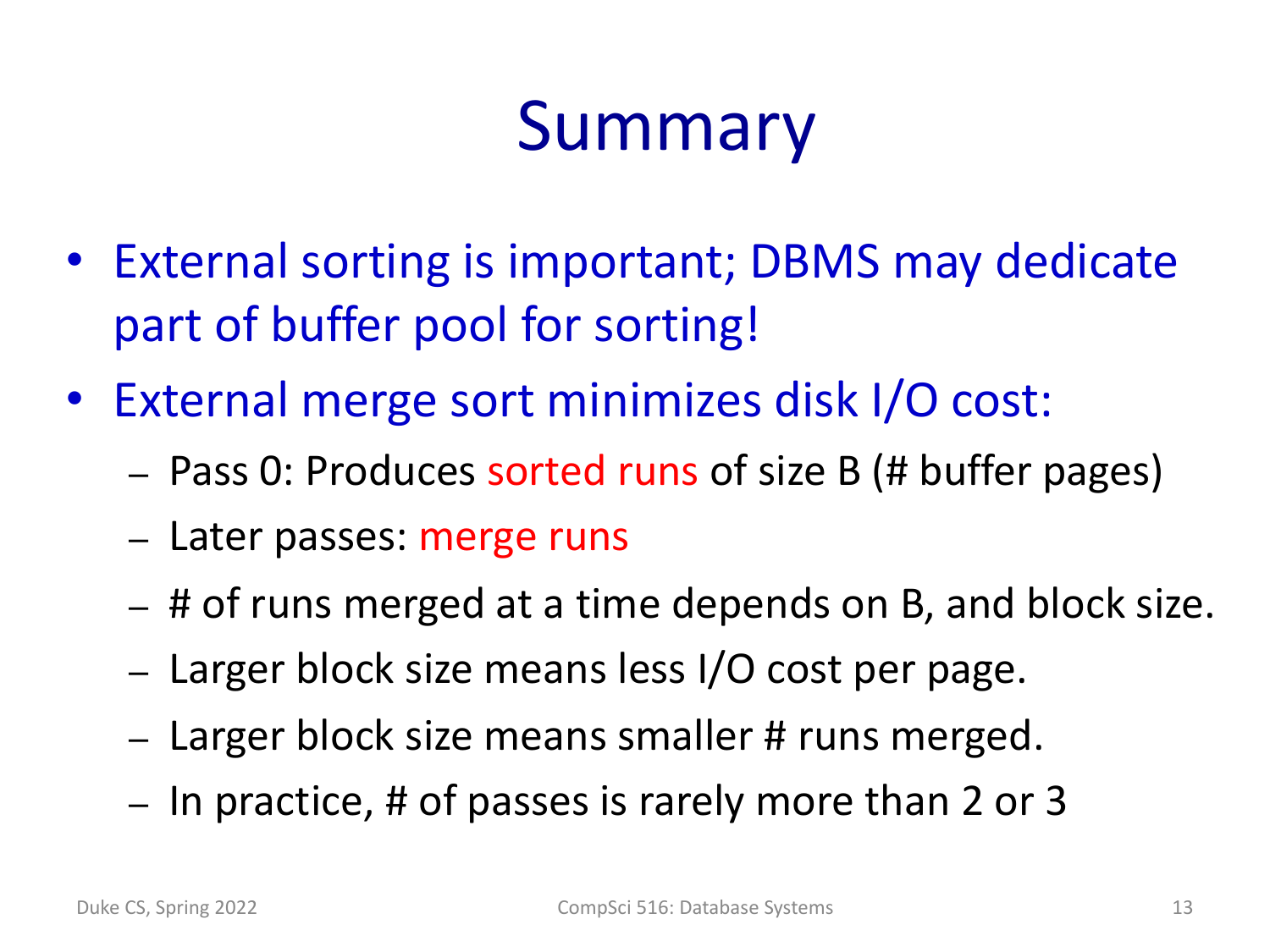# Summary

- External sorting is important; DBMS may dedicate part of buffer pool for sorting!
- External merge sort minimizes disk I/O cost:
  - Pass 0: Produces sorted runs of size B (# buffer pages)
  - Later passes: merge runs
  - # of runs merged at a time depends on B, and block size.
  - Larger block size means less I/O cost per page.
  - Larger block size means smaller # runs merged.
  - In practice, # of passes is rarely more than 2 or 3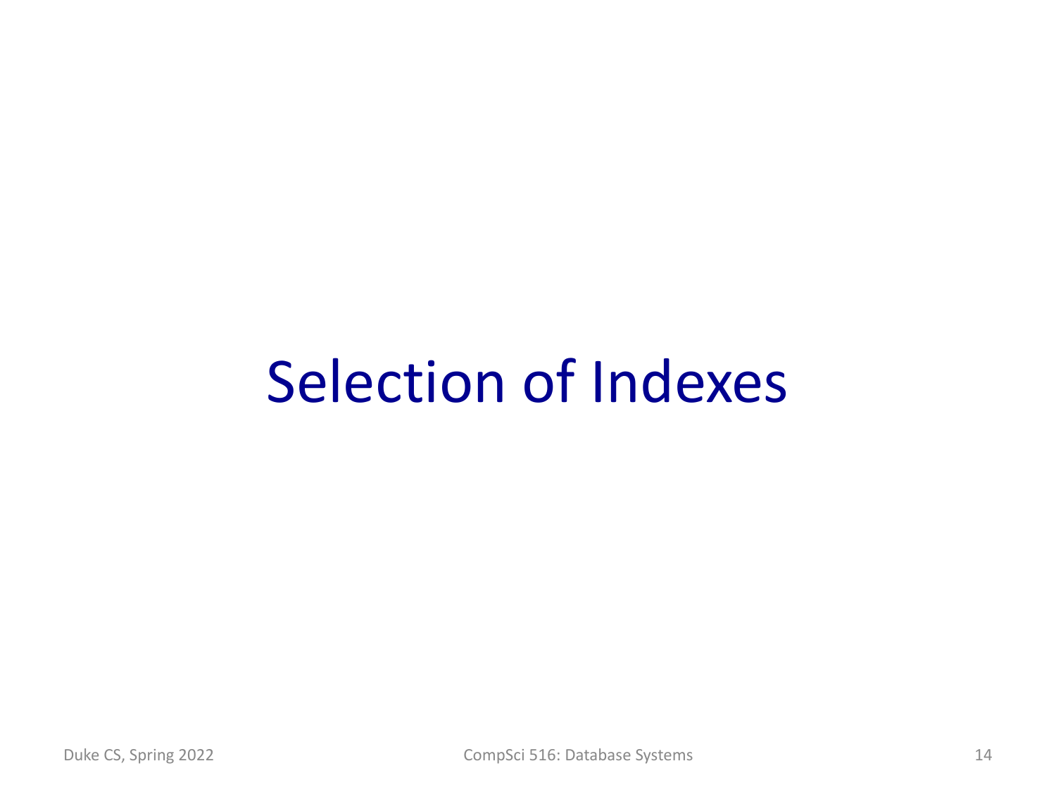# Selection of Indexes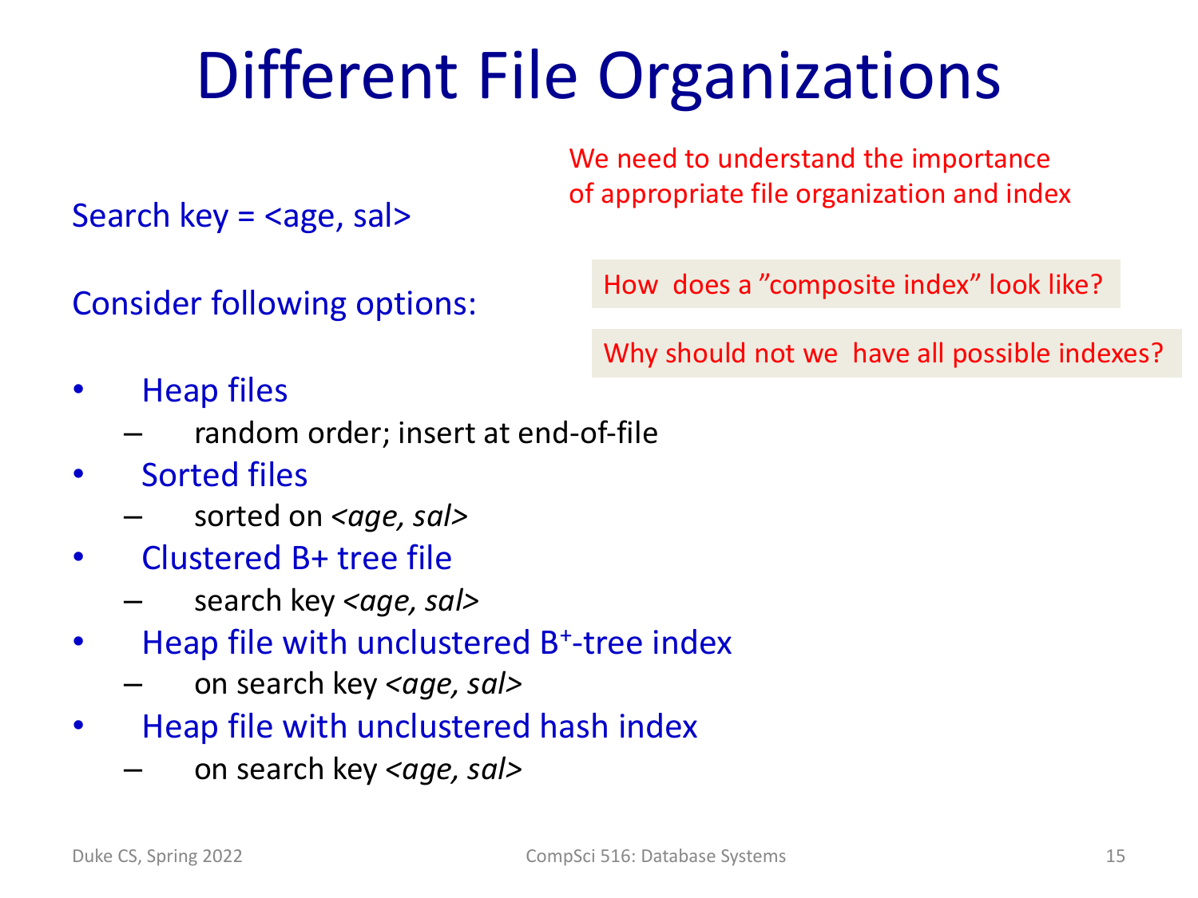# Different File Organizations

Search key = <age, sal>

We need to understand the importance of appropriate file organization and index

Consider following options:

How does a "composite index" look like?

Why should not we have all possible indexes?

- Heap files
  - random order; insert at end-of-file
- Sorted files
  - sorted on *<age, sal>*
- Clustered B+ tree file
  - search key *<age, sal>*
- Heap file with unclustered $B^+$-tree index
  - on search key *<age, sal>*
- Heap file with unclustered hash index
  - on search key *<age, sal>*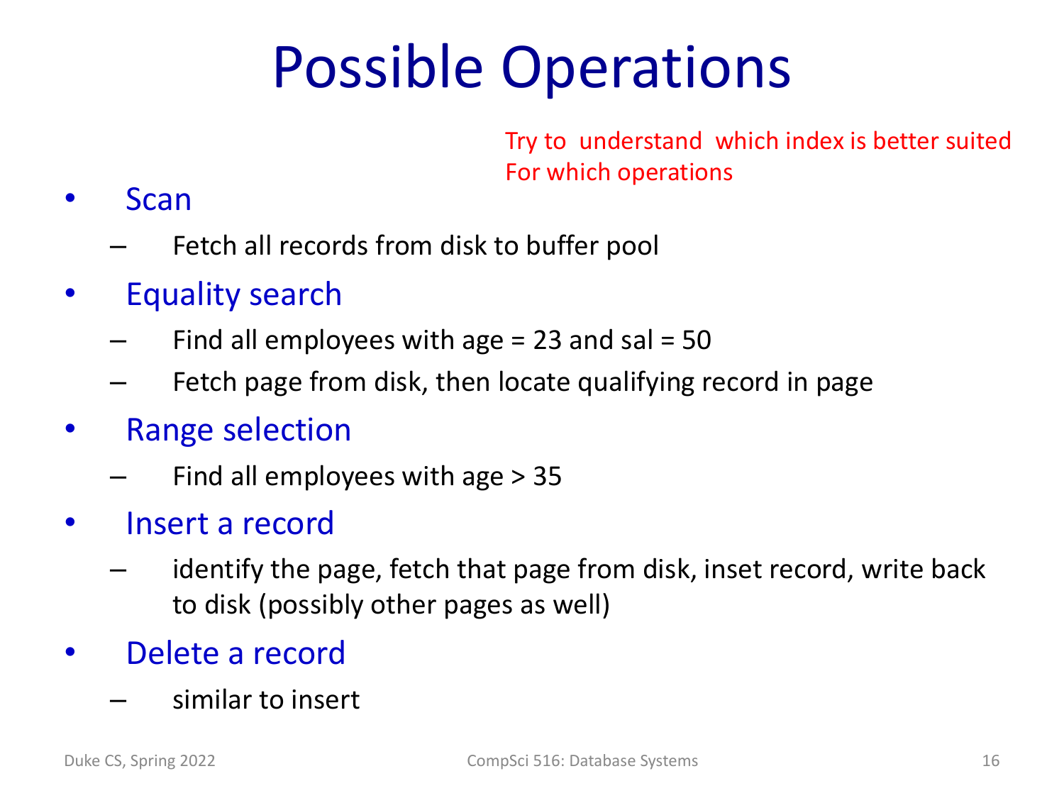# Possible Operations

Try to understand which index is better suited For which operations

- Scan
  - Fetch all records from disk to buffer pool
- Equality search
  - Find all employees with age = 23 and sal = 50
  - Fetch page from disk, then locate qualifying record in page
- Range selection
  - Find all employees with age > 35
- Insert a record
  - identify the page, fetch that page from disk, inset record, write back to disk (possibly other pages as well)
- Delete a record
  - similar to insert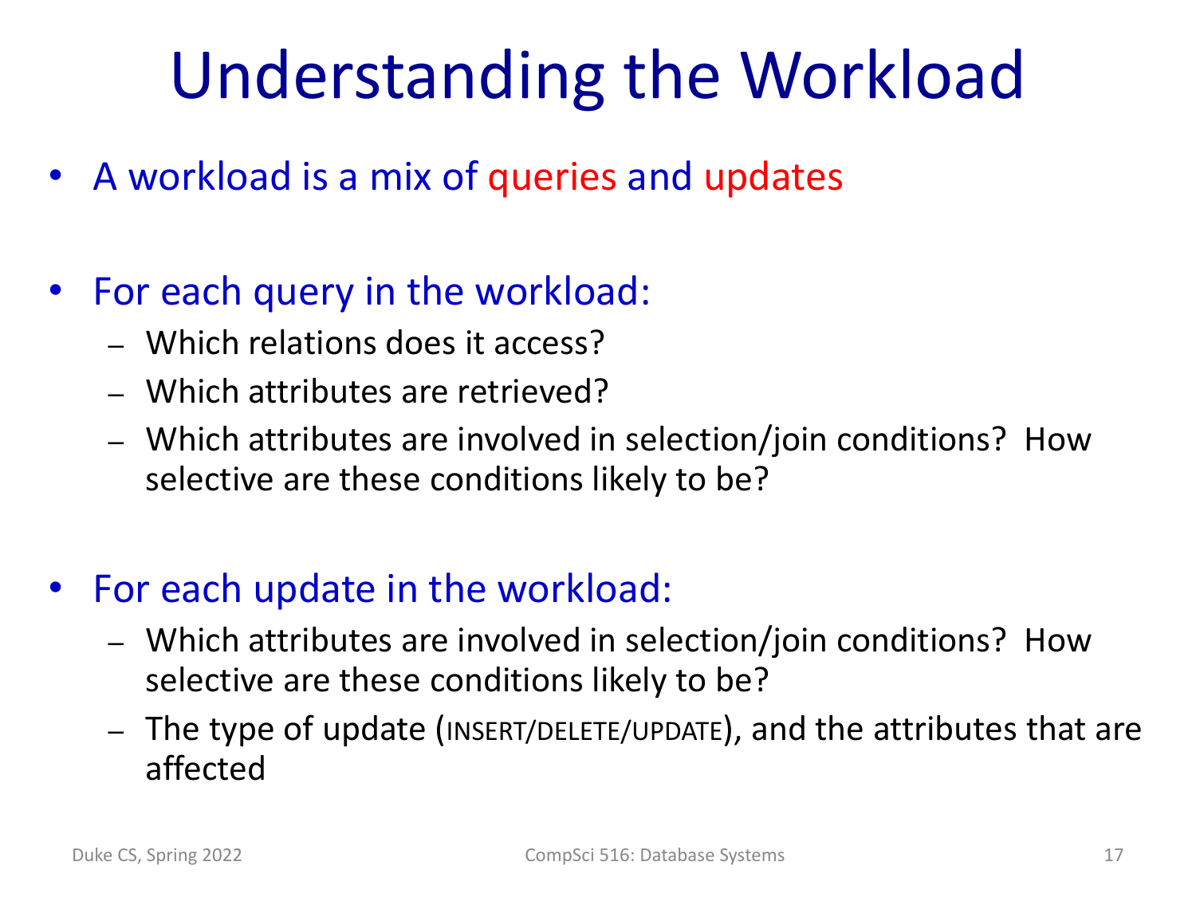# Understanding the Workload

- A workload is a mix of queries and updates

- For each query in the workload:
  - Which relations does it access?
  - Which attributes are retrieved?
  - Which attributes are involved in selection/join conditions? How selective are these conditions likely to be?

- For each update in the workload:
  - Which attributes are involved in selection/join conditions? How selective are these conditions likely to be?
  - The type of update (INSERT/DELETE/UPDATE), and the attributes that are affected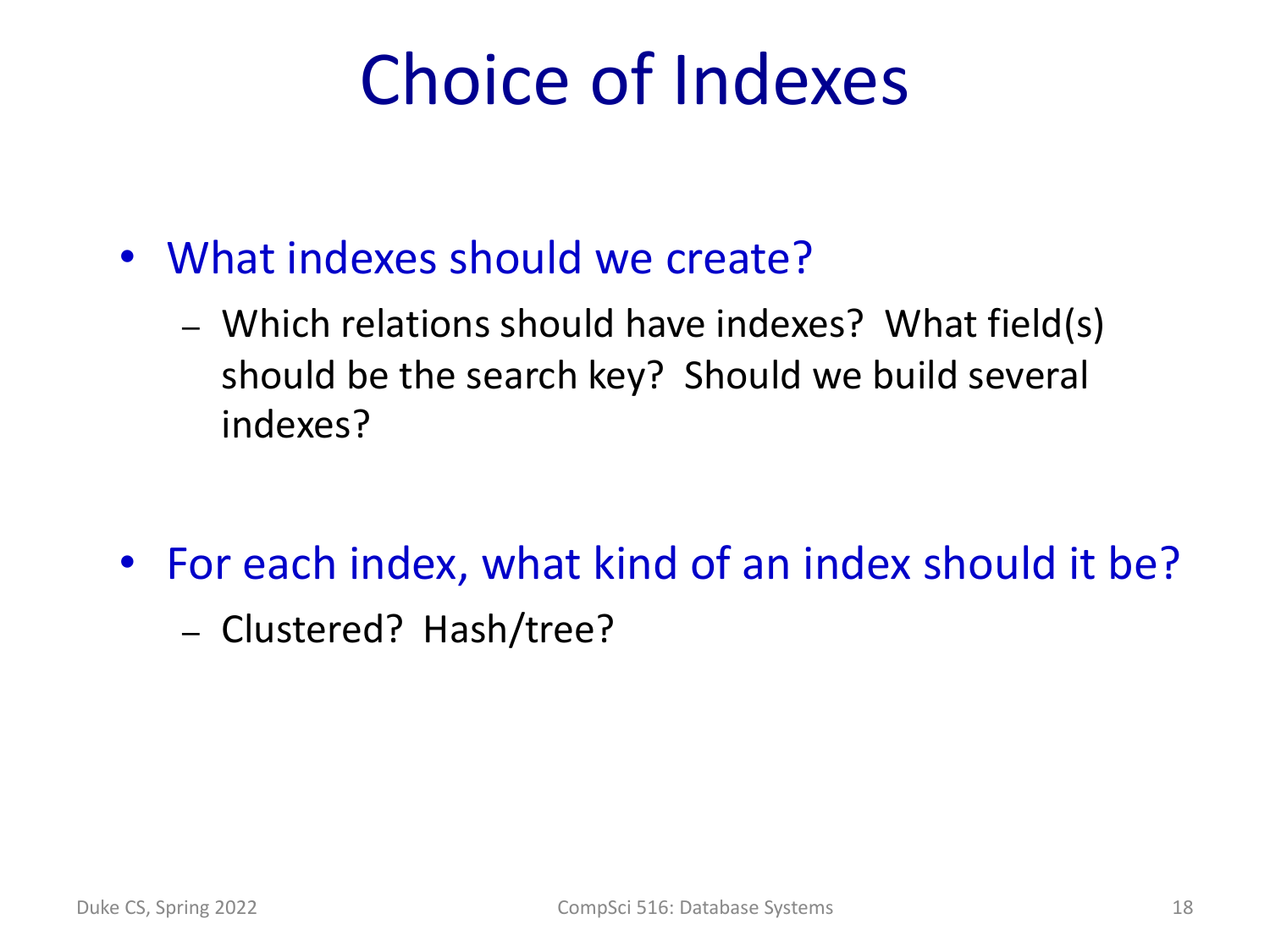# Choice of Indexes

- What indexes should we create?
  - Which relations should have indexes? What field(s) should be the search key? Should we build several indexes?

- For each index, what kind of an index should it be?
  - Clustered? Hash/tree?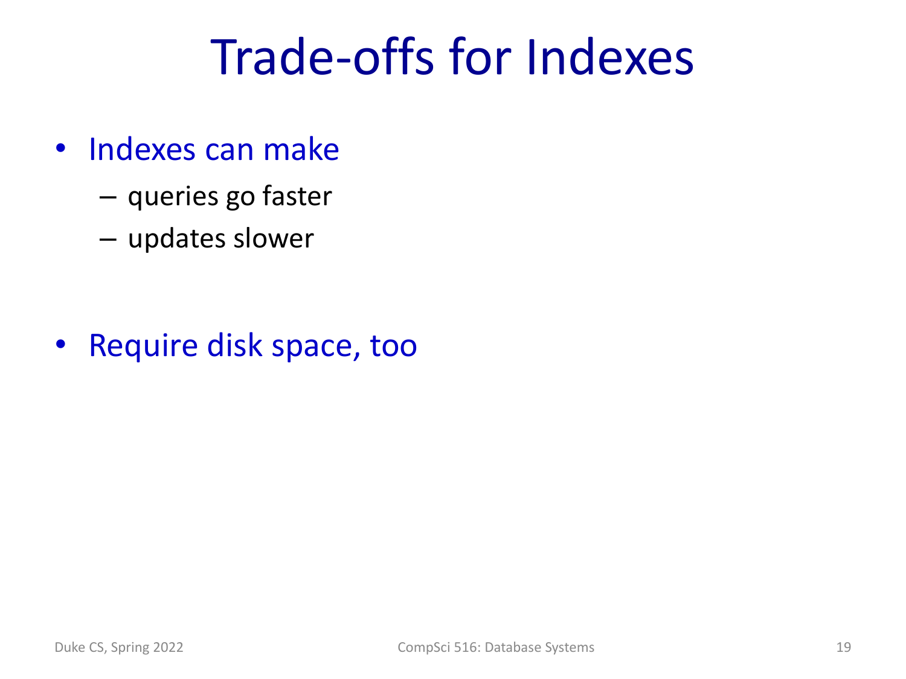# Trade-offs for Indexes

- Indexes can make
  - queries go faster
  - updates slower
- Require disk space, too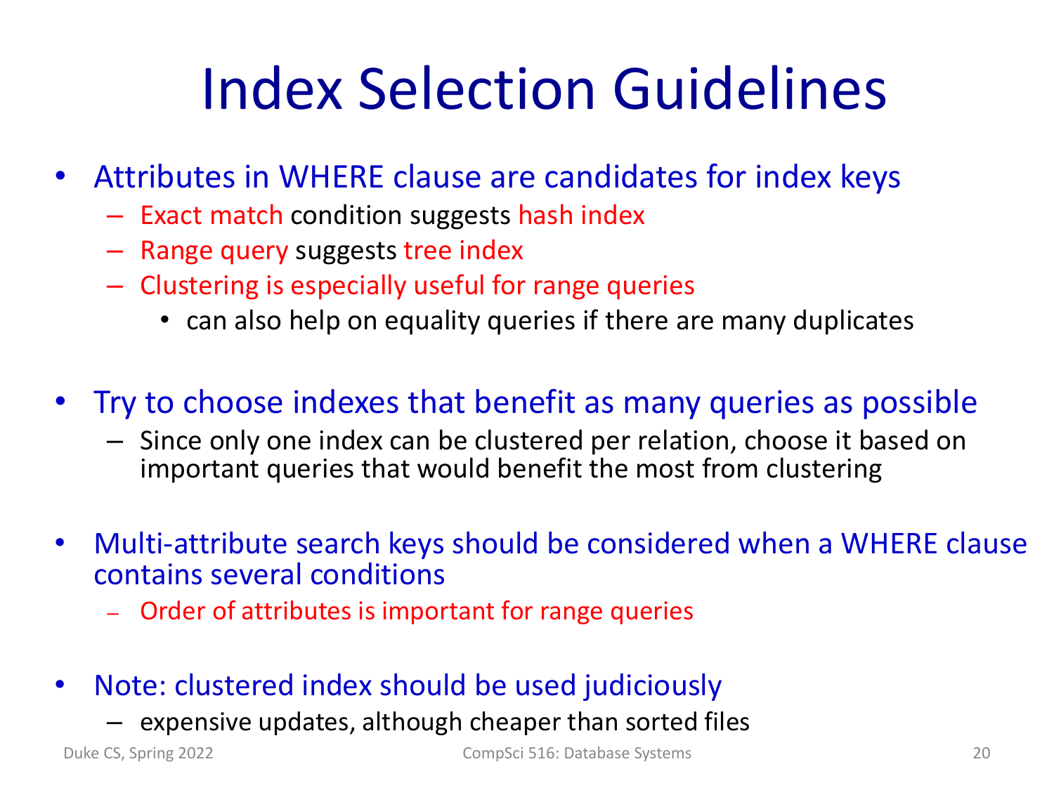# Index Selection Guidelines

- Attributes in WHERE clause are candidates for index keys
  - Exact match condition suggests hash index
  - Range query suggests tree index
  - Clustering is especially useful for range queries
    - can also help on equality queries if there are many duplicates

- Try to choose indexes that benefit as many queries as possible
  - Since only one index can be clustered per relation, choose it based on important queries that would benefit the most from clustering

- Multi-attribute search keys should be considered when a WHERE clause contains several conditions
  - Order of attributes is important for range queries

- Note: clustered index should be used judiciously
  - expensive updates, although cheaper than sorted files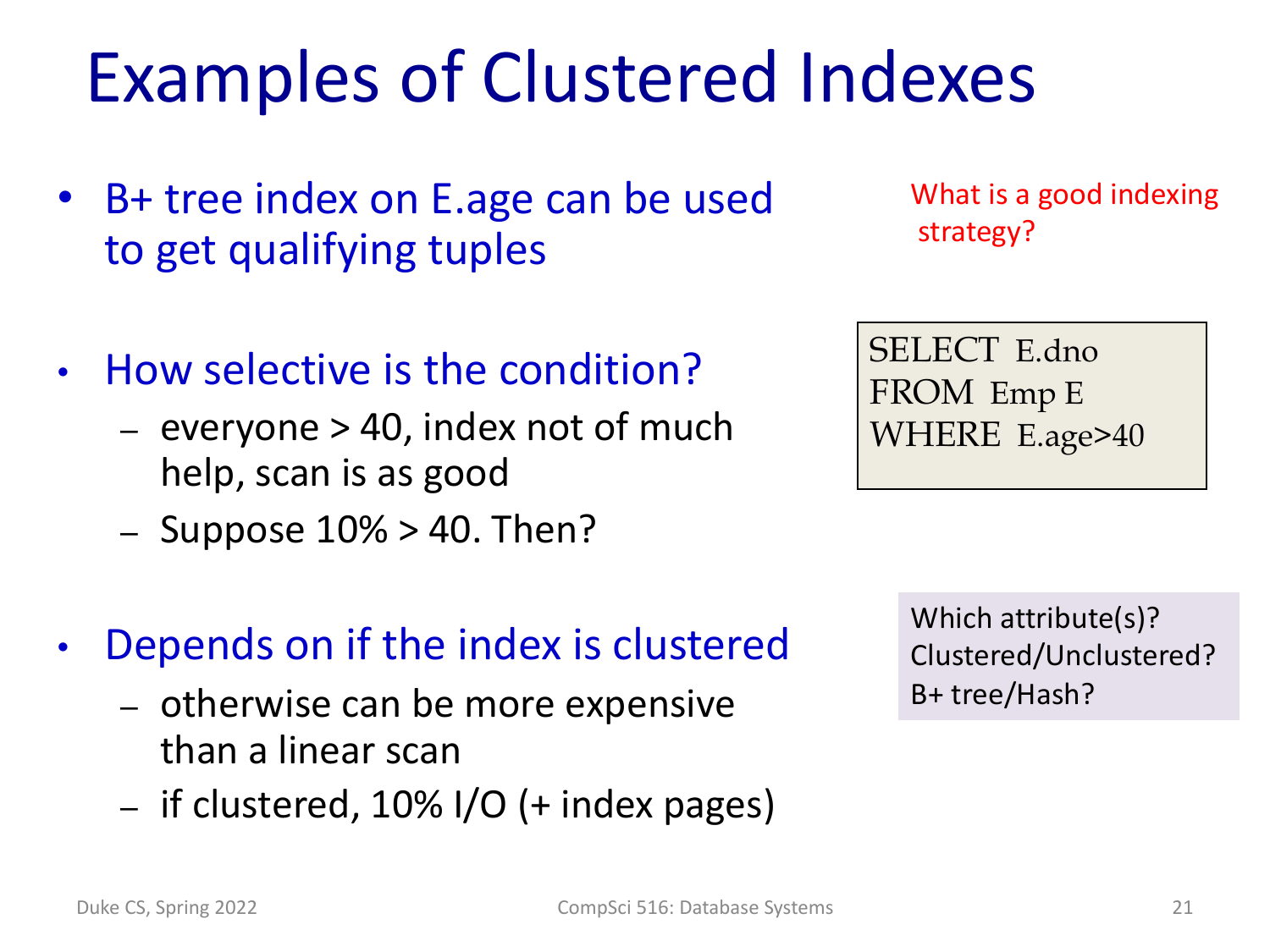# Examples of Clustered Indexes

- B+ tree index on E.age can be used to get qualifying tuples
- How selective is the condition?
  - everyone > 40, index not of much help, scan is as good
  - Suppose 10% > 40. Then?
- Depends on if the index is clustered
  - otherwise can be more expensive than a linear scan
  - if clustered, 10% I/O (+ index pages)

What is a good indexing strategy?

```
SELECT E.dno
FROM Emp E
WHERE E.age>40
```

Which attribute(s)?
Clustered/Unclustered?
B+ tree/Hash?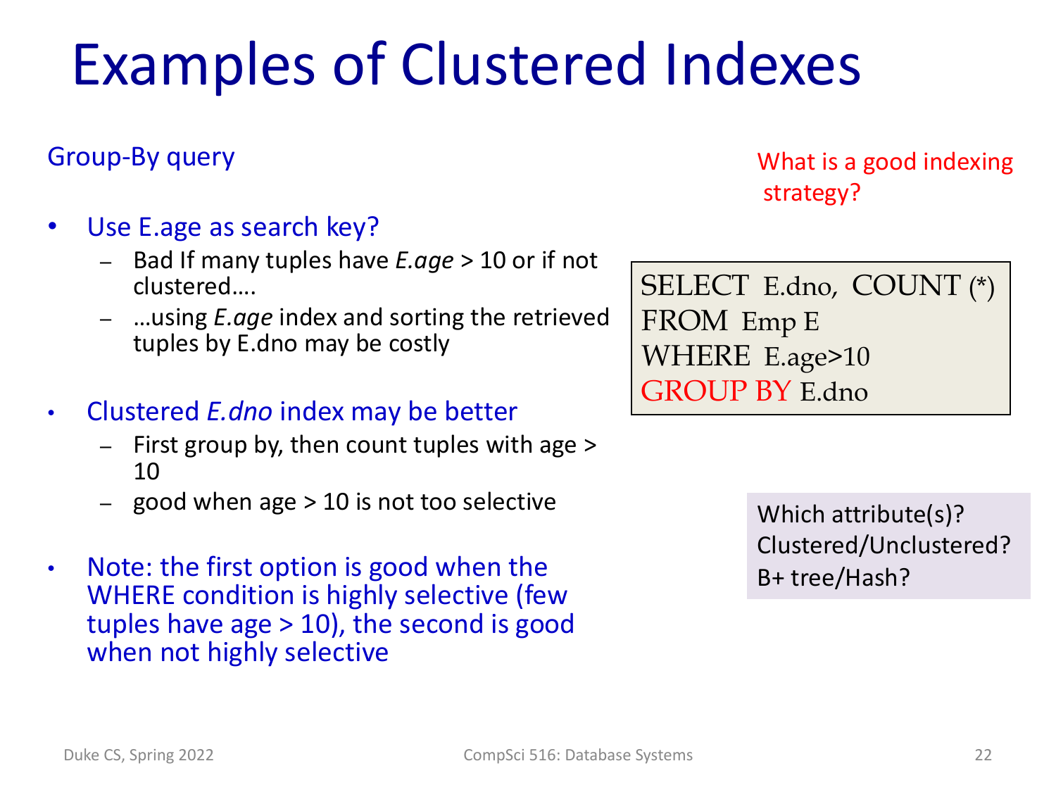# Examples of Clustered Indexes

Group-By query

What is a good indexing strategy?

```
SELECT  E.dno,  COUNT (*)
FROM  Emp E
WHERE  E.age>10
GROUP BY E.dno
```

- Use E.age as search key?
  - Bad If many tuples have *E.age* > 10 or if not clustered….
  - …using *E.age* index and sorting the retrieved tuples by E.dno may be costly
- Clustered *E.dno* index may be better
  - First group by, then count tuples with age > 10
  - good when age > 10 is not too selective
- Note: the first option is good when the WHERE condition is highly selective (few tuples have age > 10), the second is good when not highly selective

Which attribute(s)?
Clustered/Unclustered?
B+ tree/Hash?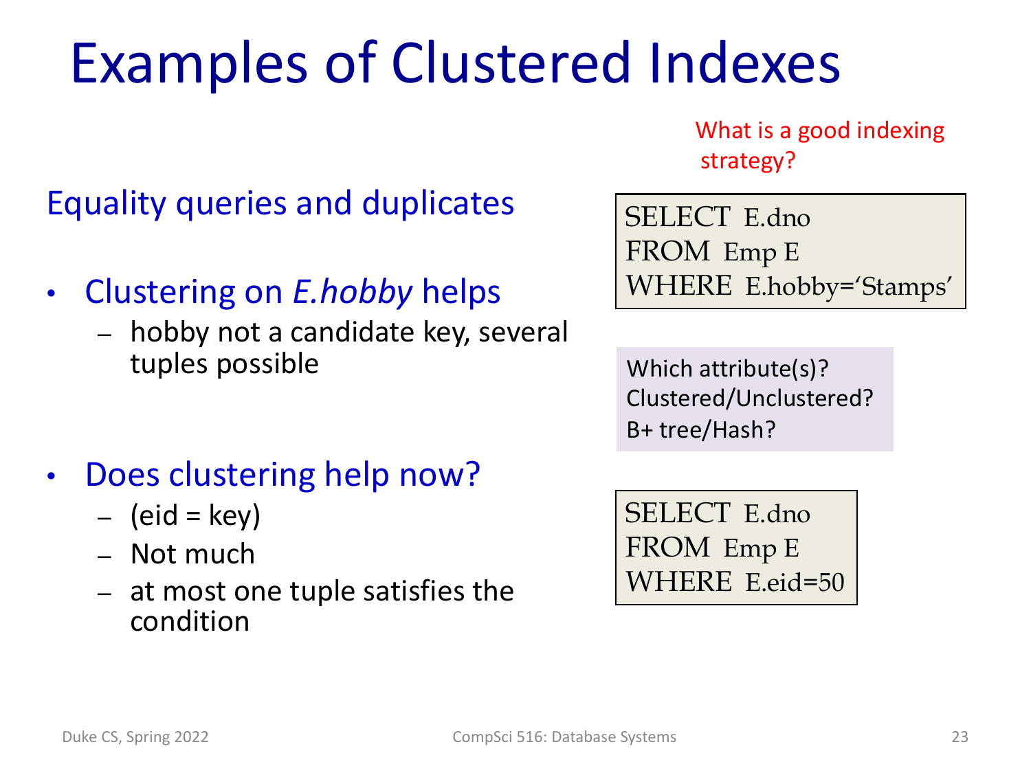# Examples of Clustered Indexes

What is a good indexing strategy?

## Equality queries and duplicates

- Clustering on *E.hobby* helps
  - hobby not a candidate key, several tuples possible

```
SELECT  E.dno
FROM  Emp E
WHERE  E.hobby='Stamps'
```

Which attribute(s)?
Clustered/Unclustered?
B+ tree/Hash?

- Does clustering help now?
  - (eid = key)
  - Not much
  - at most one tuple satisfies the condition

```
SELECT  E.dno
FROM  Emp E
WHERE  E.eid=50
```

Duke CS, Spring 2022 — CompSci 516: Database Systems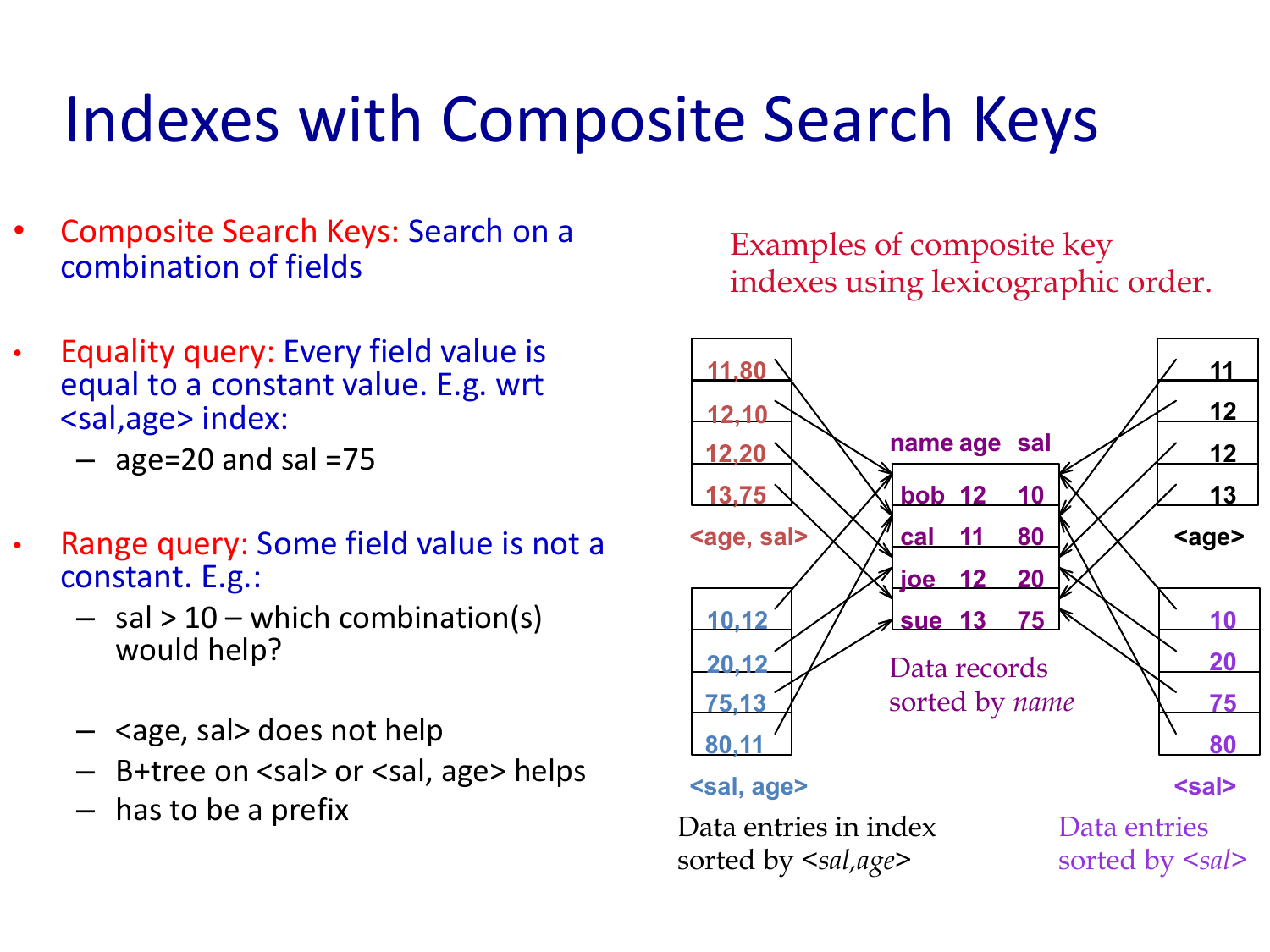# Indexes with Composite Search Keys

- Composite Search Keys: Search on a combination of fields
- Equality query: Every field value is equal to a constant value. E.g. wrt <sal,age> index:
  - age=20 and sal =75
- Range query: Some field value is not a constant. E.g.:
  - sal > 10 – which combination(s) would help?
  - <age, sal> does not help
  - B+tree on <sal> or <sal, age> helps
  - has to be a prefix

Examples of composite key indexes using lexicographic order.

<age, sal>: 11,80 | 12,10 | 12,20 | 13,75

<sal, age>: 10,12 | 20,12 | 75,13 | 80,11

Data entries in index sorted by <*sal,age*>

| name | age | sal |
|---|---|---|
| bob | 12 | 10 |
| cal | 11 | 80 |
| joe | 12 | 20 |
| sue | 13 | 75 |

Data records sorted by *name*

<age>: 11 | 12 | 12 | 13

<sal>: 10 | 20 | 75 | 80

Data entries sorted by <*sal*>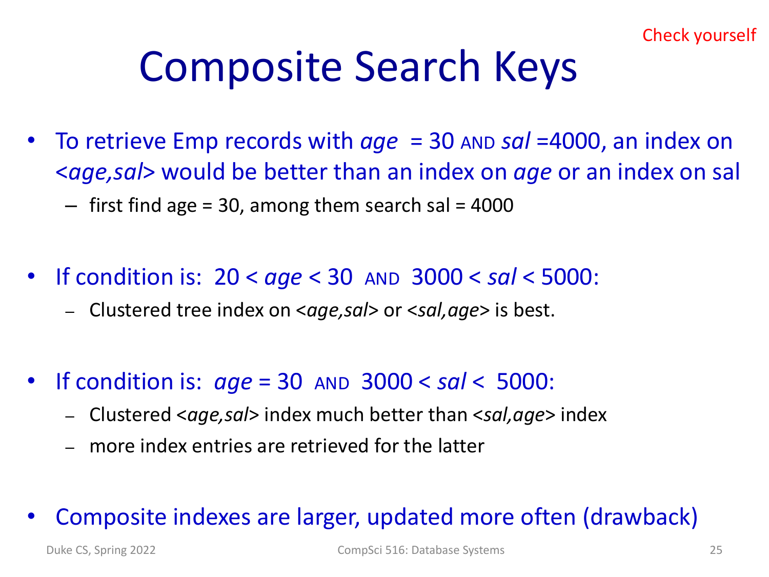Check yourself

# Composite Search Keys

- To retrieve Emp records with *age* = 30 AND *sal* =4000, an index on <*age,sal*> would be better than an index on *age* or an index on sal
  - first find age = 30, among them search sal = 4000

- If condition is: 20 < *age* < 30 AND 3000 < *sal* < 5000:
  - Clustered tree index on <*age,sal*> or <*sal,age*> is best.

- If condition is: *age* = 30 AND 3000 < *sal* < 5000:
  - Clustered <*age,sal*> index much better than <*sal,age*> index
  - more index entries are retrieved for the latter

- Composite indexes are larger, updated more often (drawback)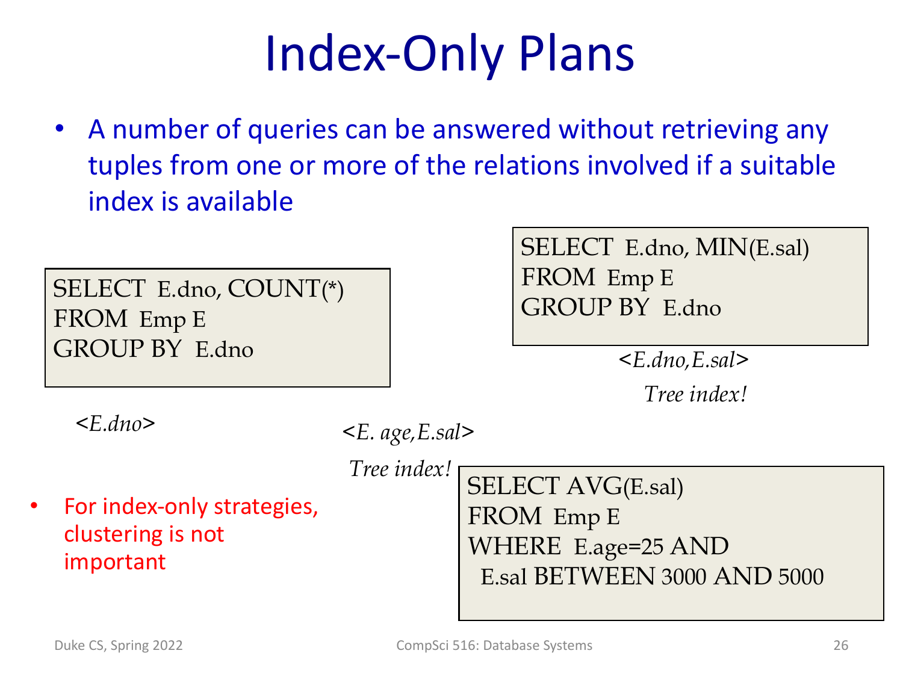# Index-Only Plans

- A number of queries can be answered without retrieving any tuples from one or more of the relations involved if a suitable index is available

```
SELECT  E.dno, COUNT(*)
FROM  Emp E
GROUP BY  E.dno
```

*<E.dno>*

```
SELECT  E.dno, MIN(E.sal)
FROM  Emp E
GROUP BY  E.dno
```

*<E.dno,E.sal>*

*Tree index!*

*<E. age,E.sal>*

*Tree index!*

```
SELECT AVG(E.sal)
FROM  Emp E
WHERE  E.age=25 AND
  E.sal BETWEEN 3000 AND 5000
```

- For index-only strategies, clustering is not important